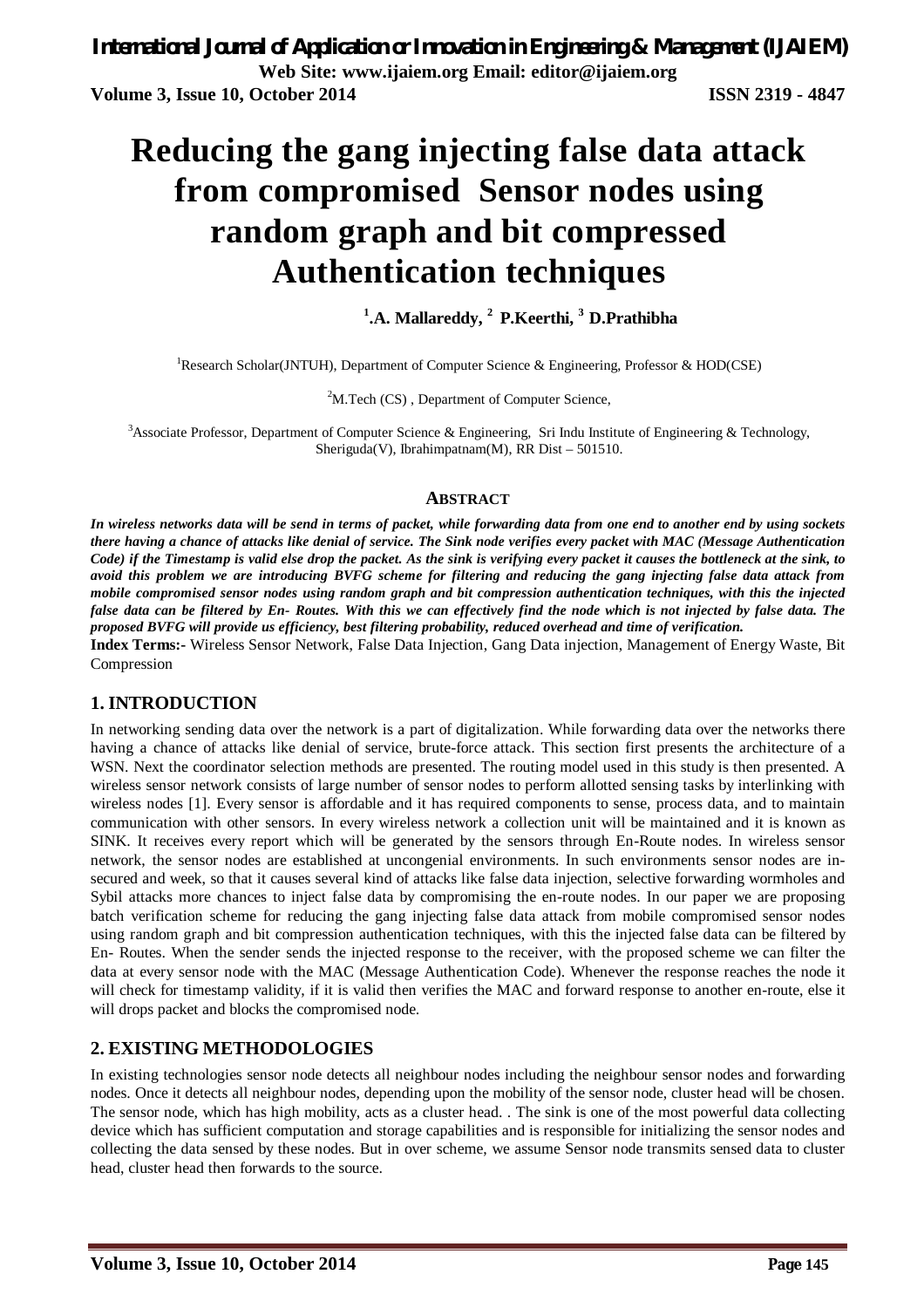# Reducing the gang injecting false data attack from compromised Sensor nodes using random graph and bit compressed Authentication techniques

**[1].A. Mallareddy, [2] P.Keerthi, [3] D.Prathibha**

[1]Research Scholar(JNTUH), Department of Computer Science & Engineering, Professor & HOD(CSE)

[2]M.Tech (CS) , Department of Computer Science,

[3]Associate Professor, Department of Computer Science & Engineering, Sri Indu Institute of Engineering & Technology, Sheriguda(V), Ibrahimpatnam(M), RR Dist – 501510.

## ABSTRACT

***In wireless networks data will be send in terms of packet, while forwarding data from one end to another end by using sockets there having a chance of attacks like denial of service. The Sink node verifies every packet with MAC (Message Authentication Code) if the Timestamp is valid else drop the packet. As the sink is verifying every packet it causes the bottleneck at the sink, to avoid this problem we are introducing BVFG scheme for filtering and reducing the gang injecting false data attack from mobile compromised sensor nodes using random graph and bit compression authentication techniques, with this the injected false data can be filtered by En- Routes. With this we can effectively find the node which is not injected by false data. The proposed BVFG will provide us efficiency, best filtering probability, reduced overhead and time of verification.***

**Index Terms:-** Wireless Sensor Network, False Data Injection, Gang Data injection, Management of Energy Waste, Bit Compression

## 1. INTRODUCTION

In networking sending data over the network is a part of digitalization. While forwarding data over the networks there having a chance of attacks like denial of service, brute-force attack. This section first presents the architecture of a WSN. Next the coordinator selection methods are presented. The routing model used in this study is then presented. A wireless sensor network consists of large number of sensor nodes to perform allotted sensing tasks by interlinking with wireless nodes [1]. Every sensor is affordable and it has required components to sense, process data, and to maintain communication with other sensors. In every wireless network a collection unit will be maintained and it is known as SINK. It receives every report which will be generated by the sensors through En-Route nodes. In wireless sensor network, the sensor nodes are established at uncongenial environments. In such environments sensor nodes are in-secured and week, so that it causes several kind of attacks like false data injection, selective forwarding wormholes and Sybil attacks more chances to inject false data by compromising the en-route nodes. In our paper we are proposing batch verification scheme for reducing the gang injecting false data attack from mobile compromised sensor nodes using random graph and bit compression authentication techniques, with this the injected false data can be filtered by En- Routes. When the sender sends the injected response to the receiver, with the proposed scheme we can filter the data at every sensor node with the MAC (Message Authentication Code). Whenever the response reaches the node it will check for timestamp validity, if it is valid then verifies the MAC and forward response to another en-route, else it will drops packet and blocks the compromised node.

## 2. EXISTING METHODOLOGIES

In existing technologies sensor node detects all neighbour nodes including the neighbour sensor nodes and forwarding nodes. Once it detects all neighbour nodes, depending upon the mobility of the sensor node, cluster head will be chosen. The sensor node, which has high mobility, acts as a cluster head. . The sink is one of the most powerful data collecting device which has sufficient computation and storage capabilities and is responsible for initializing the sensor nodes and collecting the data sensed by these nodes. But in over scheme, we assume Sensor node transmits sensed data to cluster head, cluster head then forwards to the source.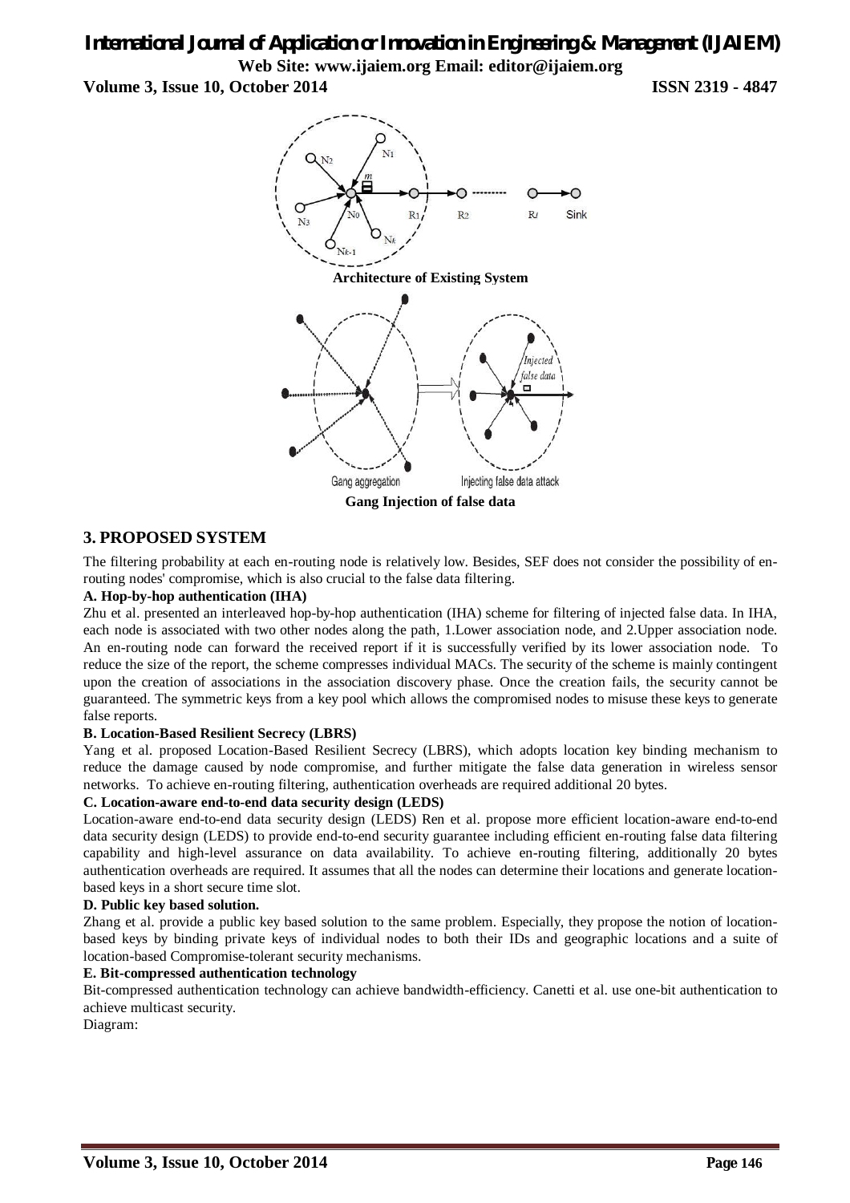**Architecture of Existing System**

**Gang Injection of false data**

## 3. PROPOSED SYSTEM

The filtering probability at each en-routing node is relatively low. Besides, SEF does not consider the possibility of en-routing nodes' compromise, which is also crucial to the false data filtering.

### A. Hop-by-hop authentication (IHA)

Zhu et al. presented an interleaved hop-by-hop authentication (IHA) scheme for filtering of injected false data. In IHA, each node is associated with two other nodes along the path, 1.Lower association node, and 2.Upper association node. An en-routing node can forward the received report if it is successfully verified by its lower association node. To reduce the size of the report, the scheme compresses individual MACs. The security of the scheme is mainly contingent upon the creation of associations in the association discovery phase. Once the creation fails, the security cannot be guaranteed. The symmetric keys from a key pool which allows the compromised nodes to misuse these keys to generate false reports.

### B. Location-Based Resilient Secrecy (LBRS)

Yang et al. proposed Location-Based Resilient Secrecy (LBRS), which adopts location key binding mechanism to reduce the damage caused by node compromise, and further mitigate the false data generation in wireless sensor networks. To achieve en-routing filtering, authentication overheads are required additional 20 bytes.

### C. Location-aware end-to-end data security design (LEDS)

Location-aware end-to-end data security design (LEDS) Ren et al. propose more efficient location-aware end-to-end data security design (LEDS) to provide end-to-end security guarantee including efficient en-routing false data filtering capability and high-level assurance on data availability. To achieve en-routing filtering, additionally 20 bytes authentication overheads are required. It assumes that all the nodes can determine their locations and generate location-based keys in a short secure time slot.

### D. Public key based solution.

Zhang et al. provide a public key based solution to the same problem. Especially, they propose the notion of location-based keys by binding private keys of individual nodes to both their IDs and geographic locations and a suite of location-based Compromise-tolerant security mechanisms.

### E. Bit-compressed authentication technology

Bit-compressed authentication technology can achieve bandwidth-efficiency. Canetti et al. use one-bit authentication to achieve multicast security.

Diagram: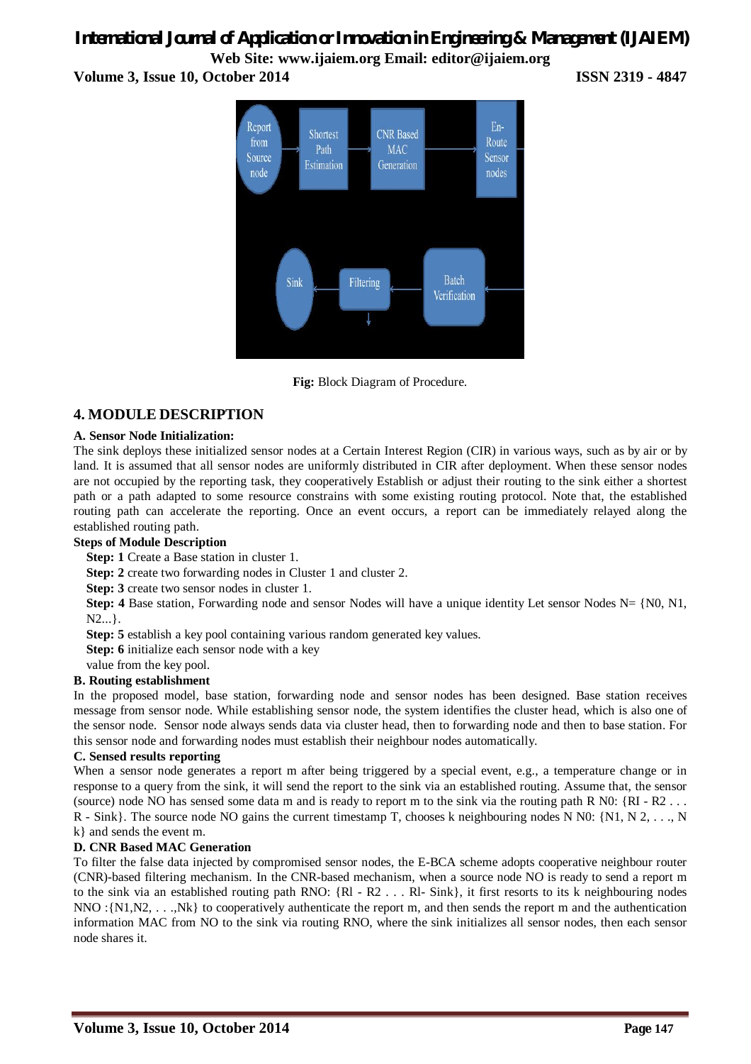Fig: Block Diagram of Procedure.

## 4. MODULE DESCRIPTION

### A. Sensor Node Initialization:

The sink deploys these initialized sensor nodes at a Certain Interest Region (CIR) in various ways, such as by air or by land. It is assumed that all sensor nodes are uniformly distributed in CIR after deployment. When these sensor nodes are not occupied by the reporting task, they cooperatively Establish or adjust their routing to the sink either a shortest path or a path adapted to some resource constrains with some existing routing protocol. Note that, the established routing path can accelerate the reporting. Once an event occurs, a report can be immediately relayed along the established routing path.

**Steps of Module Description**

**Step: 1** Create a Base station in cluster 1.

**Step: 2** create two forwarding nodes in Cluster 1 and cluster 2.

**Step: 3** create two sensor nodes in cluster 1.

**Step: 4** Base station, Forwarding node and sensor Nodes will have a unique identity Let sensor Nodes N= {N0, N1, N2...}.

**Step: 5** establish a key pool containing various random generated key values.

**Step: 6** initialize each sensor node with a key value from the key pool.

### B. Routing establishment

In the proposed model, base station, forwarding node and sensor nodes has been designed. Base station receives message from sensor node. While establishing sensor node, the system identifies the cluster head, which is also one of the sensor node. Sensor node always sends data via cluster head, then to forwarding node and then to base station. For this sensor node and forwarding nodes must establish their neighbour nodes automatically.

### C. Sensed results reporting

When a sensor node generates a report m after being triggered by a special event, e.g., a temperature change or in response to a query from the sink, it will send the report to the sink via an established routing. Assume that, the sensor (source) node NO has sensed some data m and is ready to report m to the sink via the routing path R N0: {RI - R2 . . . R - Sink}. The source node NO gains the current timestamp T, chooses k neighbouring nodes N N0: {N1, N 2, . . ., N k} and sends the event m.

### D. CNR Based MAC Generation

To filter the false data injected by compromised sensor nodes, the E-BCA scheme adopts cooperative neighbour router (CNR)-based filtering mechanism. In the CNR-based mechanism, when a source node NO is ready to send a report m to the sink via an established routing path RNO: {Rl - R2 . . . Rl- Sink}, it first resorts to its k neighbouring nodes NNO :{N1,N2, . . .,Nk} to cooperatively authenticate the report m, and then sends the report m and the authentication information MAC from NO to the sink via routing RNO, where the sink initializes all sensor nodes, then each sensor node shares it.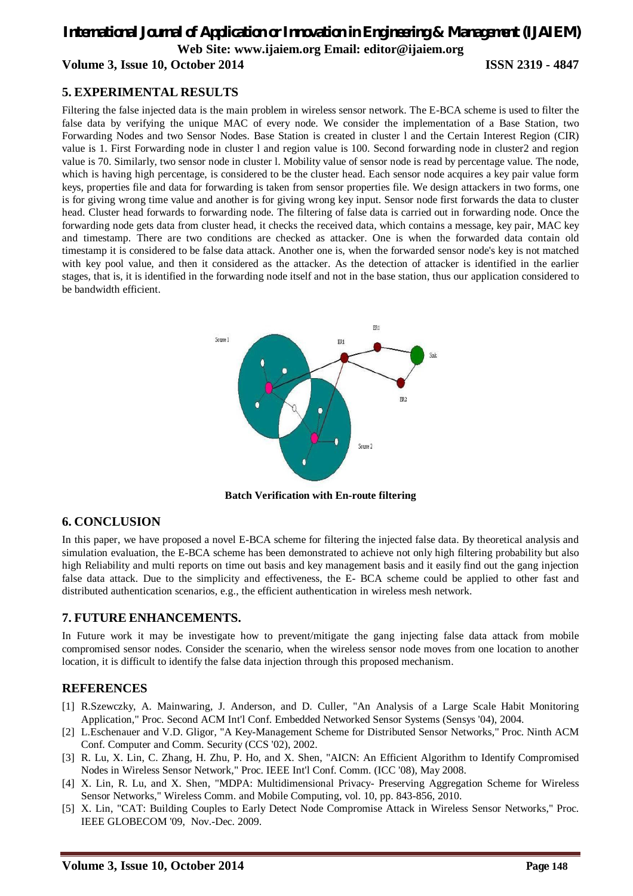## 5. EXPERIMENTAL RESULTS

Filtering the false injected data is the main problem in wireless sensor network. The E-BCA scheme is used to filter the false data by verifying the unique MAC of every node. We consider the implementation of a Base Station, two Forwarding Nodes and two Sensor Nodes. Base Station is created in cluster l and the Certain Interest Region (CIR) value is 1. First Forwarding node in cluster l and region value is 100. Second forwarding node in cluster2 and region value is 70. Similarly, two sensor node in cluster l. Mobility value of sensor node is read by percentage value. The node, which is having high percentage, is considered to be the cluster head. Each sensor node acquires a key pair value form keys, properties file and data for forwarding is taken from sensor properties file. We design attackers in two forms, one is for giving wrong time value and another is for giving wrong key input. Sensor node first forwards the data to cluster head. Cluster head forwards to forwarding node. The filtering of false data is carried out in forwarding node. Once the forwarding node gets data from cluster head, it checks the received data, which contains a message, key pair, MAC key and timestamp. There are two conditions are checked as attacker. One is when the forwarded data contain old timestamp it is considered to be false data attack. Another one is, when the forwarded sensor node's key is not matched with key pool value, and then it considered as the attacker. As the detection of attacker is identified in the earlier stages, that is, it is identified in the forwarding node itself and not in the base station, thus our application considered to be bandwidth efficient.

**Batch Verification with En-route filtering**

## 6. CONCLUSION

In this paper, we have proposed a novel E-BCA scheme for filtering the injected false data. By theoretical analysis and simulation evaluation, the E-BCA scheme has been demonstrated to achieve not only high filtering probability but also high Reliability and multi reports on time out basis and key management basis and it easily find out the gang injection false data attack. Due to the simplicity and effectiveness, the E- BCA scheme could be applied to other fast and distributed authentication scenarios, e.g., the efficient authentication in wireless mesh network.

## 7. FUTURE ENHANCEMENTS.

In Future work it may be investigate how to prevent/mitigate the gang injecting false data attack from mobile compromised sensor nodes. Consider the scenario, when the wireless sensor node moves from one location to another location, it is difficult to identify the false data injection through this proposed mechanism.

## REFERENCES

[1] R.Szewczky, A. Mainwaring, J. Anderson, and D. Culler, "An Analysis of a Large Scale Habit Monitoring Application," Proc. Second ACM Int'l Conf. Embedded Networked Sensor Systems (Sensys '04), 2004.

[2] L.Eschenauer and V.D. Gligor, "A Key-Management Scheme for Distributed Sensor Networks," Proc. Ninth ACM Conf. Computer and Comm. Security (CCS '02), 2002.

[3] R. Lu, X. Lin, C. Zhang, H. Zhu, P. Ho, and X. Shen, "AICN: An Efficient Algorithm to Identify Compromised Nodes in Wireless Sensor Network," Proc. IEEE Int'l Conf. Comm. (ICC '08), May 2008.

[4] X. Lin, R. Lu, and X. Shen, "MDPA: Multidimensional Privacy- Preserving Aggregation Scheme for Wireless Sensor Networks," Wireless Comm. and Mobile Computing, vol. 10, pp. 843-856, 2010.

[5] X. Lin, "CAT: Building Couples to Early Detect Node Compromise Attack in Wireless Sensor Networks," Proc. IEEE GLOBECOM '09, Nov.-Dec. 2009.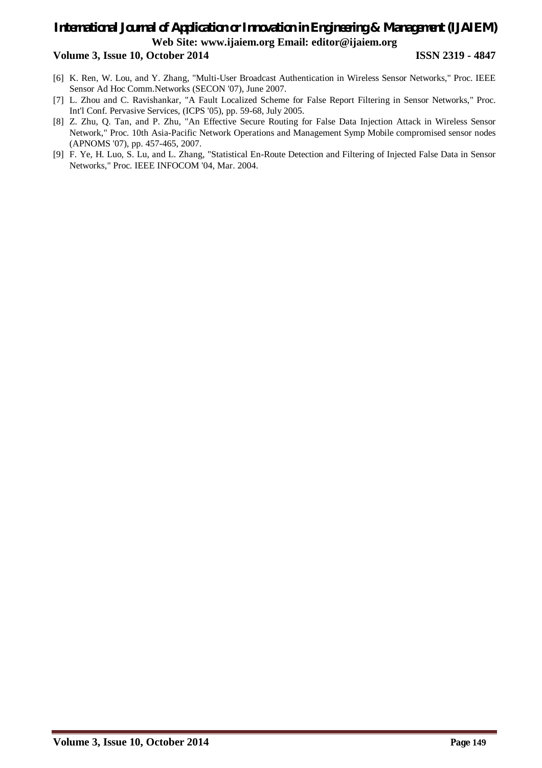[6] K. Ren, W. Lou, and Y. Zhang, "Multi-User Broadcast Authentication in Wireless Sensor Networks," Proc. IEEE Sensor Ad Hoc Comm.Networks (SECON '07), June 2007.

[7] L. Zhou and C. Ravishankar, "A Fault Localized Scheme for False Report Filtering in Sensor Networks," Proc. Int'l Conf. Pervasive Services, (ICPS '05), pp. 59-68, July 2005.

[8] Z. Zhu, Q. Tan, and P. Zhu, "An Effective Secure Routing for False Data Injection Attack in Wireless Sensor Network," Proc. 10th Asia-Pacific Network Operations and Management Symp Mobile compromised sensor nodes (APNOMS '07), pp. 457-465, 2007.

[9] F. Ye, H. Luo, S. Lu, and L. Zhang, "Statistical En-Route Detection and Filtering of Injected False Data in Sensor Networks," Proc. IEEE INFOCOM '04, Mar. 2004.